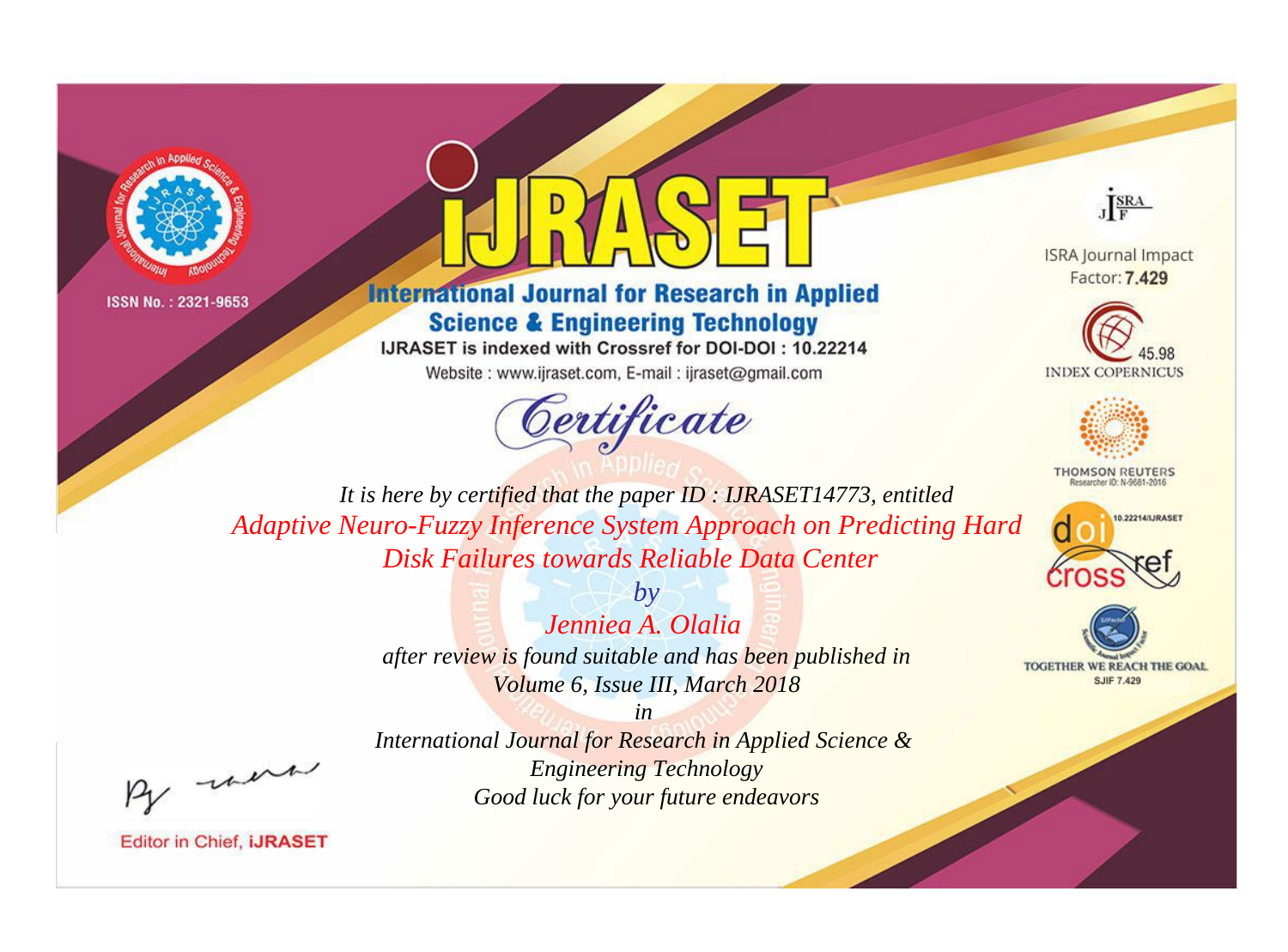ISSN No. : 2321-9653

# IJRASET

## International Journal for Research in Applied Science & Engineering Technology

IJRASET is indexed with Crossref for DOI-DOI : 10.22214

Website : www.ijraset.com, E-mail : ijraset@gmail.com

ISRA Journal Impact Factor: **7.429**

45.98 INDEX COPERNICUS

THOMSON REUTERS Researcher ID: N-9681-2016

10.22214/IJRASET

TOGETHER WE REACH THE GOAL SJIF 7.429

*Certificate*

*It is here by certified that the paper ID : IJRASET14773, entitled*

*Adaptive Neuro-Fuzzy Inference System Approach on Predicting Hard Disk Failures towards Reliable Data Center*

*by*

*Jenniea A. Olalia*

*after review is found suitable and has been published in*

*Volume 6, Issue III, March 2018*

*in*

*International Journal for Research in Applied Science & Engineering Technology*

*Good luck for your future endeavors*

Editor in Chief, **iJRASET**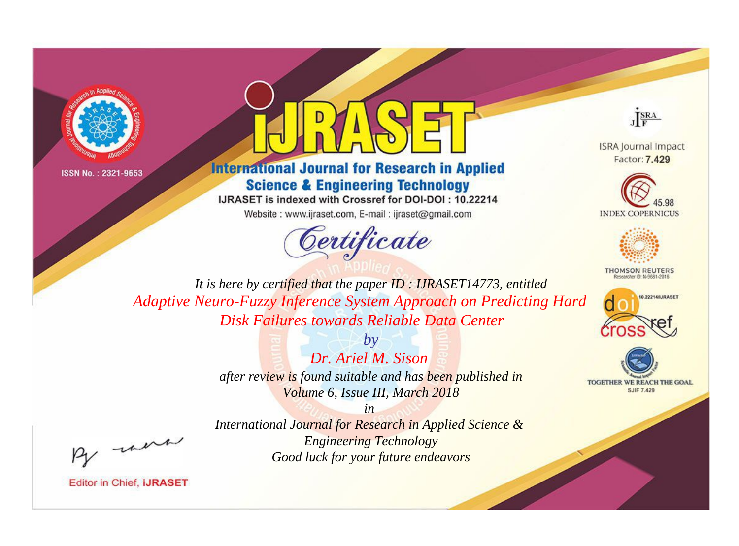ISSN No. : 2321-9653

# IJRASET

## International Journal for Research in Applied Science & Engineering Technology

IJRASET is indexed with Crossref for DOI-DOI : 10.22214

Website : www.ijraset.com, E-mail : ijraset@gmail.com

ISRA Journal Impact Factor: **7.429**

45.98 INDEX COPERNICUS

THOMSON REUTERS Researcher ID: N-9681-2016

10.22214/IJRASET

TOGETHER WE REACH THE GOAL SJIF 7.429

# Certificate

*It is here by certified that the paper ID : IJRASET14773, entitled*

*Adaptive Neuro-Fuzzy Inference System Approach on Predicting Hard Disk Failures towards Reliable Data Center*

*by*

*Dr. Ariel M. Sison*

*after review is found suitable and has been published in*

*Volume 6, Issue III, March 2018*

*in*

*International Journal for Research in Applied Science & Engineering Technology*

*Good luck for your future endeavors*

Editor in Chief, **iJRASET**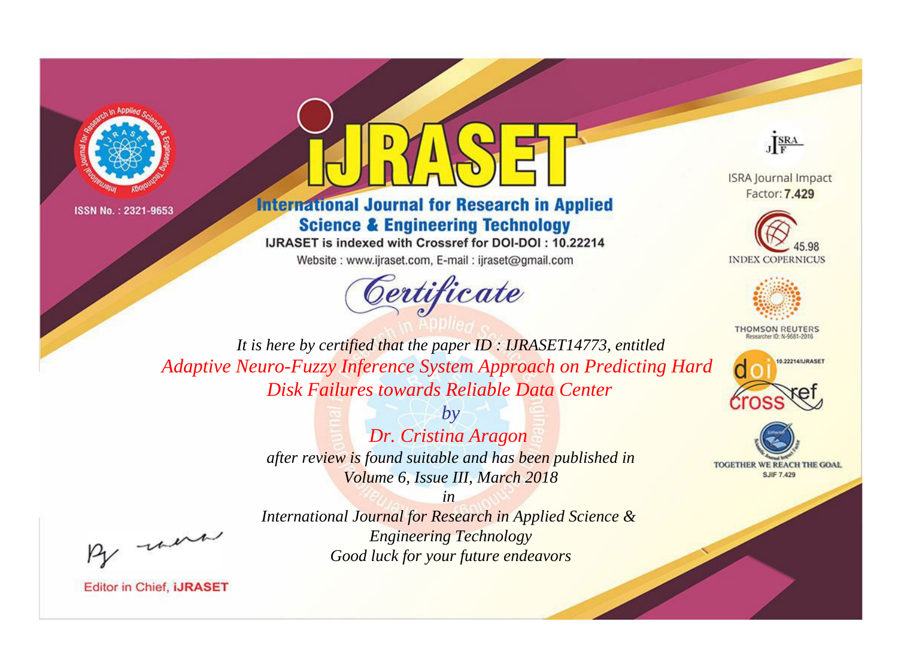ISSN No. : 2321-9653

# iJRASET

## International Journal for Research in Applied Science & Engineering Technology

IJRASET is indexed with Crossref for DOI-DOI : 10.22214

Website : www.ijraset.com, E-mail : ijraset@gmail.com

ISRA Journal Impact Factor: **7.429**

45.98 INDEX COPERNICUS

THOMSON REUTERS Researcher ID: N-9681-2016

10.22214/IJRASET

TOGETHER WE REACH THE GOAL SJIF 7.429

# *Certificate*

*It is here by certified that the paper ID : IJRASET14773, entitled*

*Adaptive Neuro-Fuzzy Inference System Approach on Predicting Hard Disk Failures towards Reliable Data Center*

*by*

*Dr. Cristina Aragon*

*after review is found suitable and has been published in*

*Volume 6, Issue III, March 2018*

*in*

*International Journal for Research in Applied Science & Engineering Technology*

*Good luck for your future endeavors*

Editor in Chief, iJRASET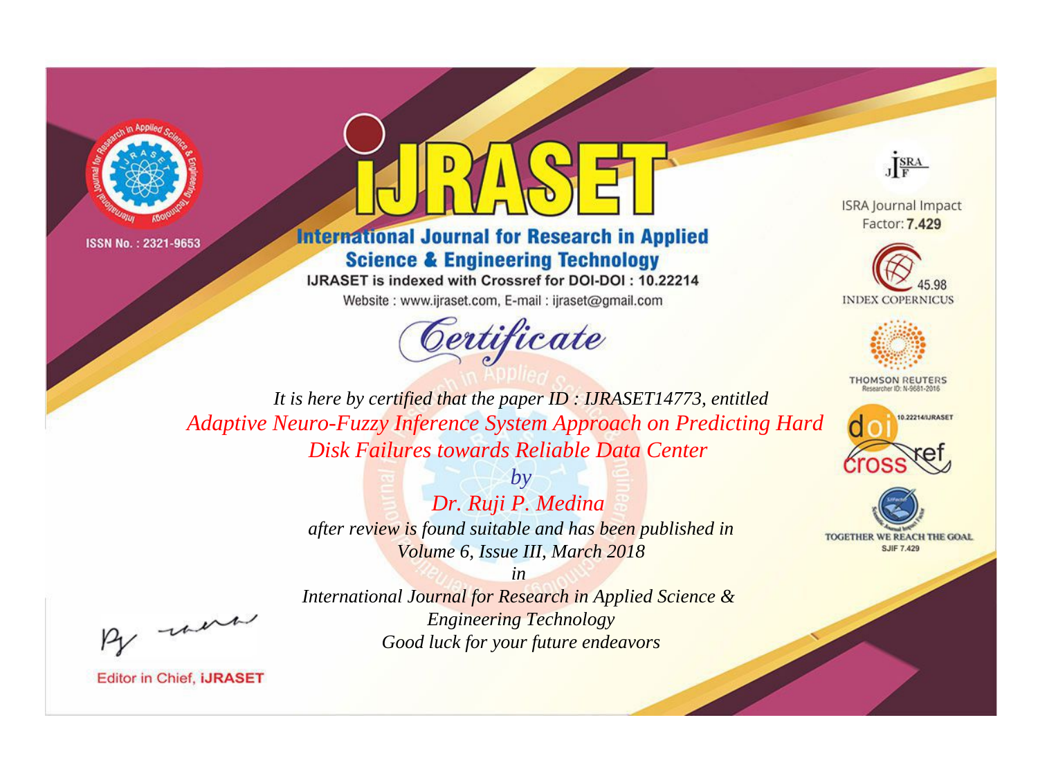ISSN No. : 2321-9653

# iJRASET

## International Journal for Research in Applied Science & Engineering Technology

IJRASET is indexed with Crossref for DOI-DOI : 10.22214

Website : www.ijraset.com, E-mail : ijraset@gmail.com

ISRA Journal Impact Factor: **7.429**

45.98 INDEX COPERNICUS

THOMSON REUTERS Researcher ID: N-9681-2016

10.22214/IJRASET

TOGETHER WE REACH THE GOAL SJIF 7.429

*Certificate*

*It is here by certified that the paper ID : IJRASET14773, entitled*

*Adaptive Neuro-Fuzzy Inference System Approach on Predicting Hard Disk Failures towards Reliable Data Center*

*by*

*Dr. Ruji P. Medina*

*after review is found suitable and has been published in*

*Volume 6, Issue III, March 2018*

*in*

*International Journal for Research in Applied Science & Engineering Technology*

*Good luck for your future endeavors*

Editor in Chief, iJRASET